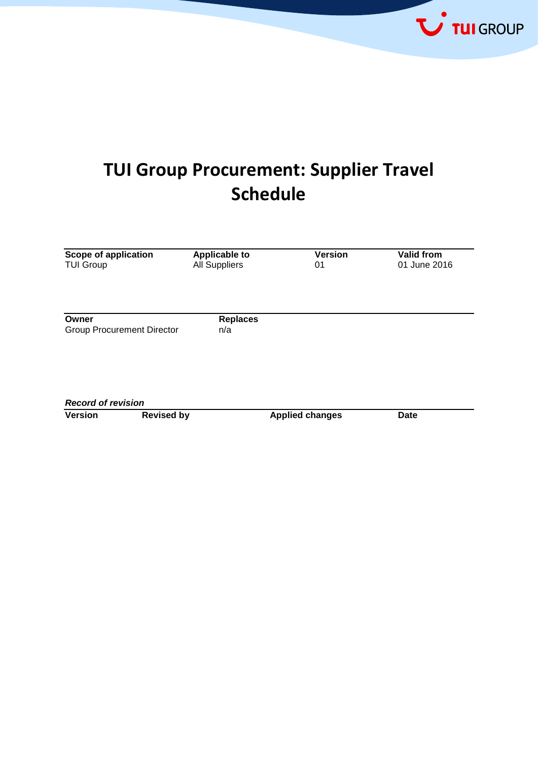# TUI Group Procurement: Supplier Travel Schedule

| Scope of application | Applicable to | Version | Valid from |
|---|---|---|---|
| TUI Group | All Suppliers | 01 | 01 June 2016 |

| Owner | Replaces |
|---|---|
| Group Procurement Director | n/a |

***Record of revision***

| Version | Revised by | Applied changes | Date |
|---|---|---|---|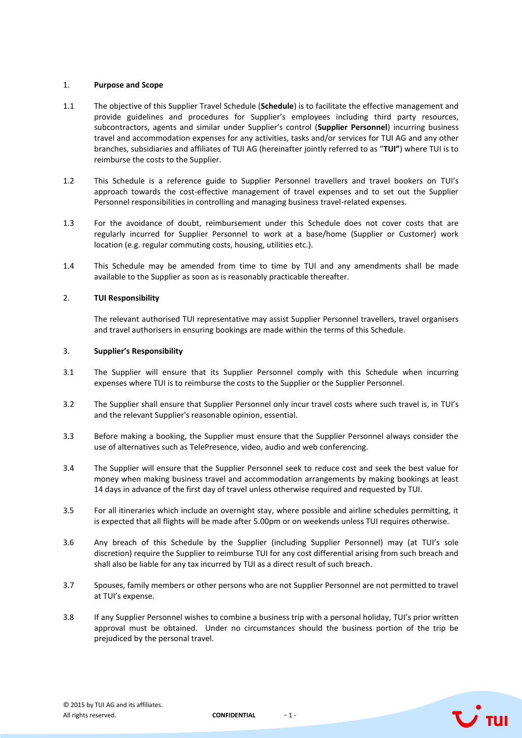## 1. Purpose and Scope

1.1 The objective of this Supplier Travel Schedule (**Schedule**) is to facilitate the effective management and provide guidelines and procedures for Supplier's employees including third party resources, subcontractors, agents and similar under Supplier's control (**Supplier Personnel**) incurring business travel and accommodation expenses for any activities, tasks and/or services for TUI AG and any other branches, subsidiaries and affiliates of TUI AG (hereinafter jointly referred to as "**TUI"**) where TUI is to reimburse the costs to the Supplier.

1.2 This Schedule is a reference guide to Supplier Personnel travellers and travel bookers on TUI's approach towards the cost-effective management of travel expenses and to set out the Supplier Personnel responsibilities in controlling and managing business travel-related expenses.

1.3 For the avoidance of doubt, reimbursement under this Schedule does not cover costs that are regularly incurred for Supplier Personnel to work at a base/home (Supplier or Customer) work location (e.g. regular commuting costs, housing, utilities etc.).

1.4 This Schedule may be amended from time to time by TUI and any amendments shall be made available to the Supplier as soon as is reasonably practicable thereafter.

## 2. TUI Responsibility

The relevant authorised TUI representative may assist Supplier Personnel travellers, travel organisers and travel authorisers in ensuring bookings are made within the terms of this Schedule.

## 3. Supplier's Responsibility

3.1 The Supplier will ensure that its Supplier Personnel comply with this Schedule when incurring expenses where TUI is to reimburse the costs to the Supplier or the Supplier Personnel.

3.2 The Supplier shall ensure that Supplier Personnel only incur travel costs where such travel is, in TUI's and the relevant Supplier's reasonable opinion, essential.

3.3 Before making a booking, the Supplier must ensure that the Supplier Personnel always consider the use of alternatives such as TelePresence, video, audio and web conferencing.

3.4 The Supplier will ensure that the Supplier Personnel seek to reduce cost and seek the best value for money when making business travel and accommodation arrangements by making bookings at least 14 days in advance of the first day of travel unless otherwise required and requested by TUI.

3.5 For all itineraries which include an overnight stay, where possible and airline schedules permitting, it is expected that all flights will be made after 5.00pm or on weekends unless TUI requires otherwise.

3.6 Any breach of this Schedule by the Supplier (including Supplier Personnel) may (at TUI's sole discretion) require the Supplier to reimburse TUI for any cost differential arising from such breach and shall also be liable for any tax incurred by TUI as a direct result of such breach.

3.7 Spouses, family members or other persons who are not Supplier Personnel are not permitted to travel at TUI's expense.

3.8 If any Supplier Personnel wishes to combine a business trip with a personal holiday, TUI's prior written approval must be obtained. Under no circumstances should the business portion of the trip be prejudiced by the personal travel.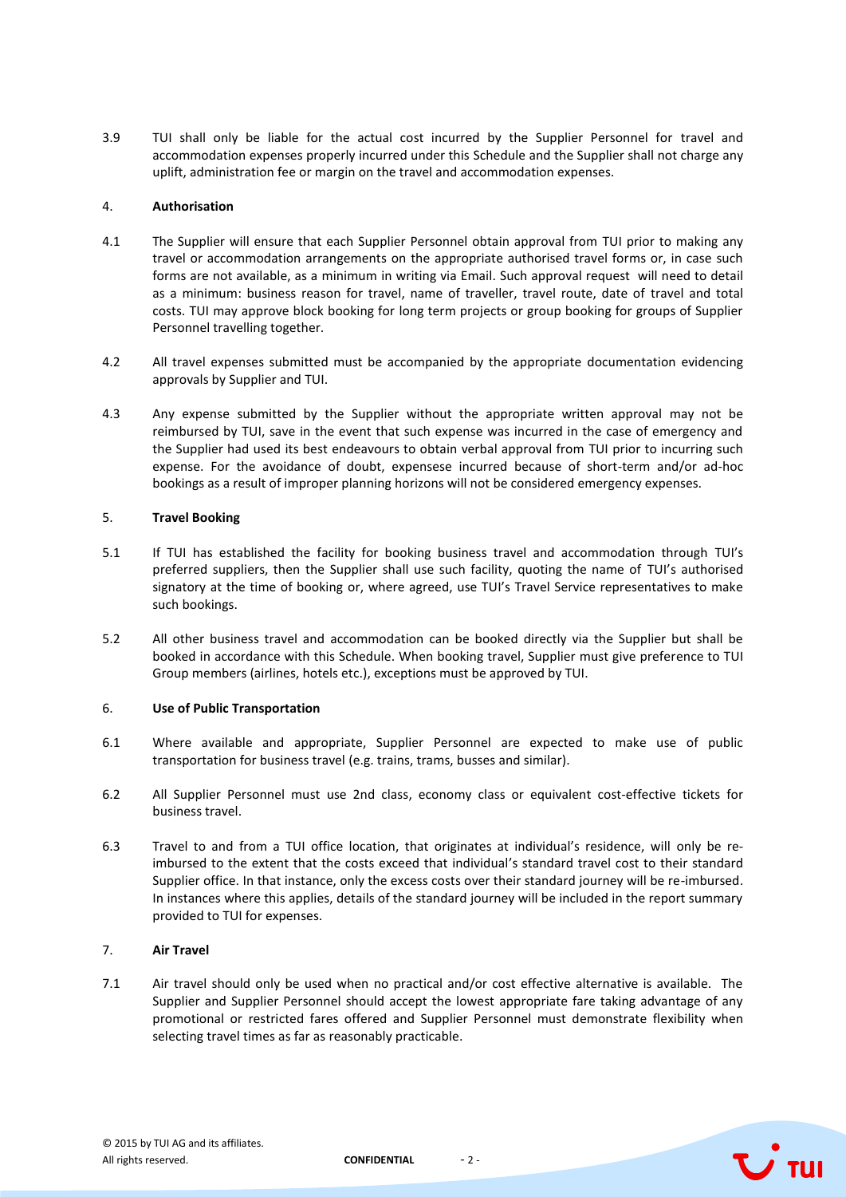3.9 TUI shall only be liable for the actual cost incurred by the Supplier Personnel for travel and accommodation expenses properly incurred under this Schedule and the Supplier shall not charge any uplift, administration fee or margin on the travel and accommodation expenses.

## 4. Authorisation

4.1 The Supplier will ensure that each Supplier Personnel obtain approval from TUI prior to making any travel or accommodation arrangements on the appropriate authorised travel forms or, in case such forms are not available, as a minimum in writing via Email. Such approval request will need to detail as a minimum: business reason for travel, name of traveller, travel route, date of travel and total costs. TUI may approve block booking for long term projects or group booking for groups of Supplier Personnel travelling together.

4.2 All travel expenses submitted must be accompanied by the appropriate documentation evidencing approvals by Supplier and TUI.

4.3 Any expense submitted by the Supplier without the appropriate written approval may not be reimbursed by TUI, save in the event that such expense was incurred in the case of emergency and the Supplier had used its best endeavours to obtain verbal approval from TUI prior to incurring such expense. For the avoidance of doubt, expensese incurred because of short-term and/or ad-hoc bookings as a result of improper planning horizons will not be considered emergency expenses.

## 5. Travel Booking

5.1 If TUI has established the facility for booking business travel and accommodation through TUI's preferred suppliers, then the Supplier shall use such facility, quoting the name of TUI's authorised signatory at the time of booking or, where agreed, use TUI's Travel Service representatives to make such bookings.

5.2 All other business travel and accommodation can be booked directly via the Supplier but shall be booked in accordance with this Schedule. When booking travel, Supplier must give preference to TUI Group members (airlines, hotels etc.), exceptions must be approved by TUI.

## 6. Use of Public Transportation

6.1 Where available and appropriate, Supplier Personnel are expected to make use of public transportation for business travel (e.g. trains, trams, busses and similar).

6.2 All Supplier Personnel must use 2nd class, economy class or equivalent cost-effective tickets for business travel.

6.3 Travel to and from a TUI office location, that originates at individual's residence, will only be re-imbursed to the extent that the costs exceed that individual's standard travel cost to their standard Supplier office. In that instance, only the excess costs over their standard journey will be re-imbursed. In instances where this applies, details of the standard journey will be included in the report summary provided to TUI for expenses.

## 7. Air Travel

7.1 Air travel should only be used when no practical and/or cost effective alternative is available. The Supplier and Supplier Personnel should accept the lowest appropriate fare taking advantage of any promotional or restricted fares offered and Supplier Personnel must demonstrate flexibility when selecting travel times as far as reasonably practicable.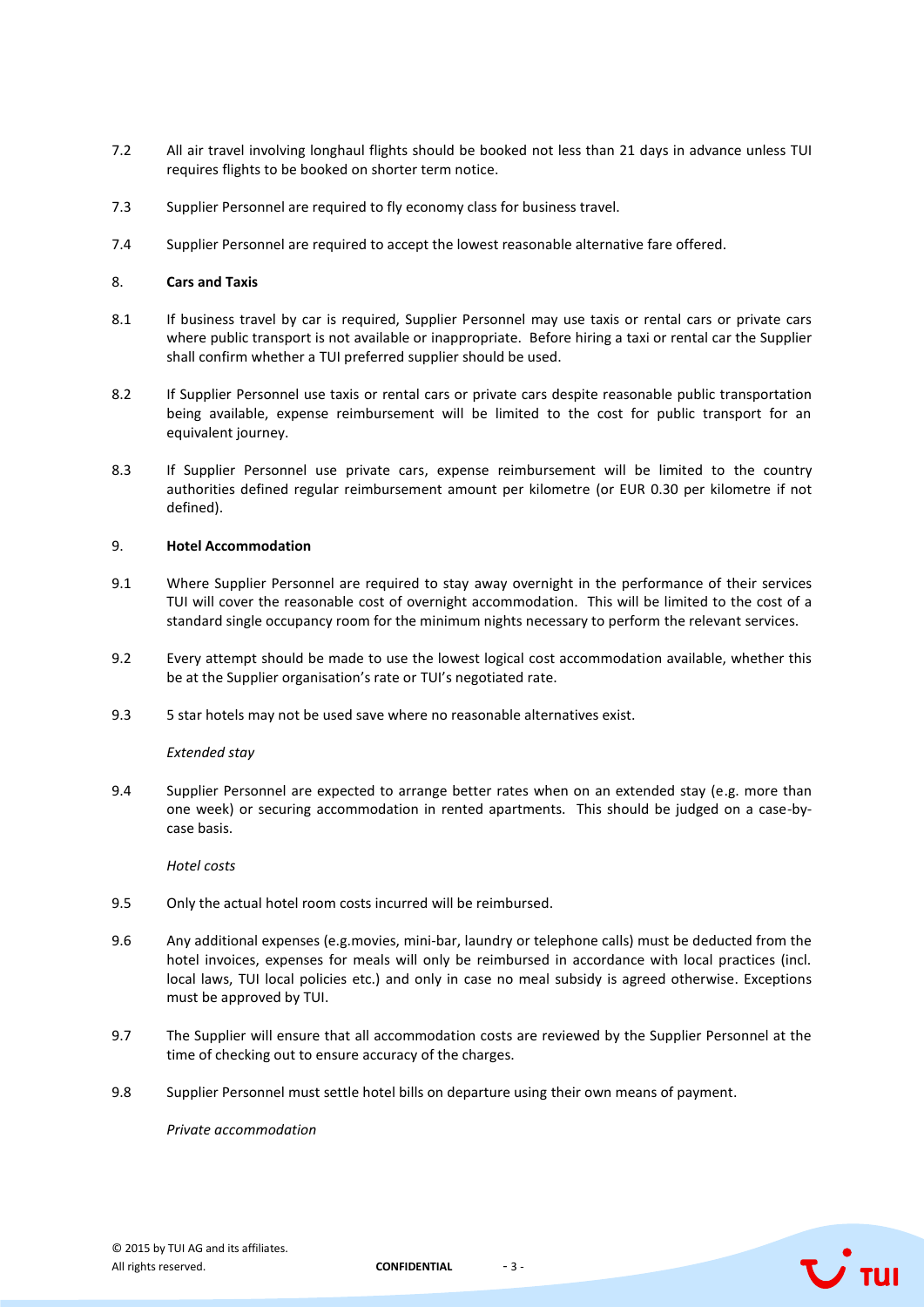7.2 All air travel involving longhaul flights should be booked not less than 21 days in advance unless TUI requires flights to be booked on shorter term notice.

7.3 Supplier Personnel are required to fly economy class for business travel.

7.4 Supplier Personnel are required to accept the lowest reasonable alternative fare offered.

## 8. Cars and Taxis

8.1 If business travel by car is required, Supplier Personnel may use taxis or rental cars or private cars where public transport is not available or inappropriate. Before hiring a taxi or rental car the Supplier shall confirm whether a TUI preferred supplier should be used.

8.2 If Supplier Personnel use taxis or rental cars or private cars despite reasonable public transportation being available, expense reimbursement will be limited to the cost for public transport for an equivalent journey.

8.3 If Supplier Personnel use private cars, expense reimbursement will be limited to the country authorities defined regular reimbursement amount per kilometre (or EUR 0.30 per kilometre if not defined).

## 9. Hotel Accommodation

9.1 Where Supplier Personnel are required to stay away overnight in the performance of their services TUI will cover the reasonable cost of overnight accommodation. This will be limited to the cost of a standard single occupancy room for the minimum nights necessary to perform the relevant services.

9.2 Every attempt should be made to use the lowest logical cost accommodation available, whether this be at the Supplier organisation's rate or TUI's negotiated rate.

9.3 5 star hotels may not be used save where no reasonable alternatives exist.

*Extended stay*

9.4 Supplier Personnel are expected to arrange better rates when on an extended stay (e.g. more than one week) or securing accommodation in rented apartments. This should be judged on a case-by-case basis.

*Hotel costs*

9.5 Only the actual hotel room costs incurred will be reimbursed.

9.6 Any additional expenses (e.g.movies, mini-bar, laundry or telephone calls) must be deducted from the hotel invoices, expenses for meals will only be reimbursed in accordance with local practices (incl. local laws, TUI local policies etc.) and only in case no meal subsidy is agreed otherwise. Exceptions must be approved by TUI.

9.7 The Supplier will ensure that all accommodation costs are reviewed by the Supplier Personnel at the time of checking out to ensure accuracy of the charges.

9.8 Supplier Personnel must settle hotel bills on departure using their own means of payment.

*Private accommodation*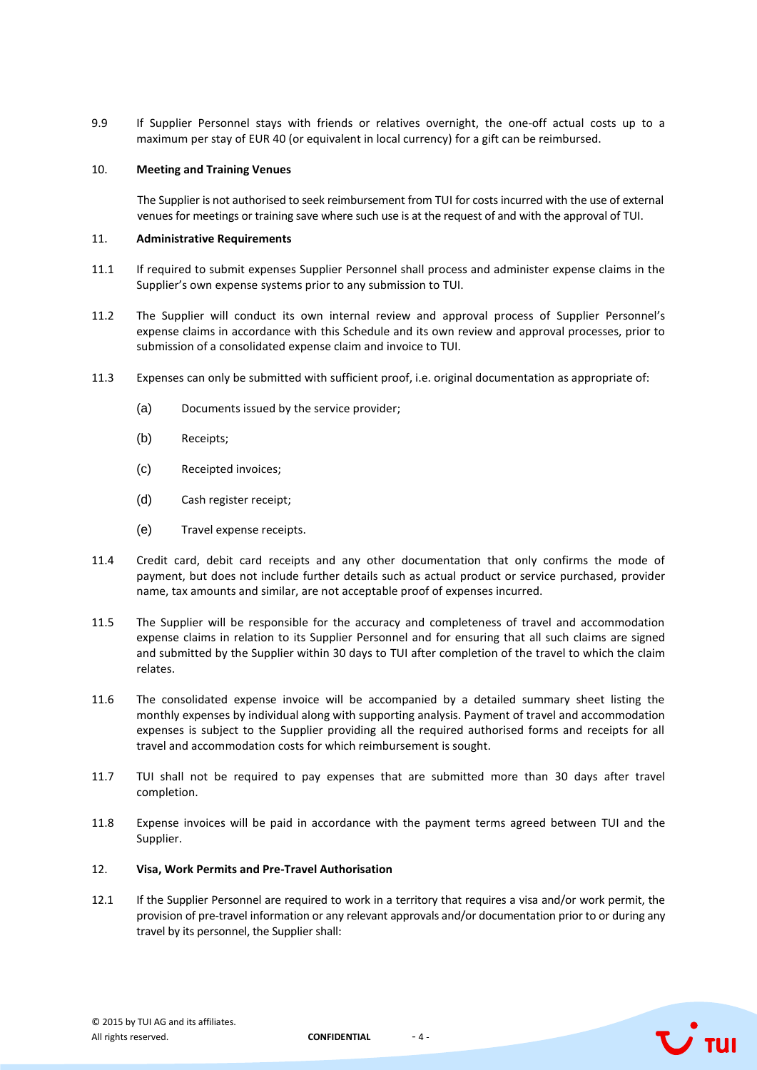9.9 If Supplier Personnel stays with friends or relatives overnight, the one-off actual costs up to a maximum per stay of EUR 40 (or equivalent in local currency) for a gift can be reimbursed.

## 10. Meeting and Training Venues

The Supplier is not authorised to seek reimbursement from TUI for costs incurred with the use of external venues for meetings or training save where such use is at the request of and with the approval of TUI.

## 11. Administrative Requirements

11.1 If required to submit expenses Supplier Personnel shall process and administer expense claims in the Supplier's own expense systems prior to any submission to TUI.

11.2 The Supplier will conduct its own internal review and approval process of Supplier Personnel's expense claims in accordance with this Schedule and its own review and approval processes, prior to submission of a consolidated expense claim and invoice to TUI.

11.3 Expenses can only be submitted with sufficient proof, i.e. original documentation as appropriate of:

(a) Documents issued by the service provider;

(b) Receipts;

(c) Receipted invoices;

(d) Cash register receipt;

(e) Travel expense receipts.

11.4 Credit card, debit card receipts and any other documentation that only confirms the mode of payment, but does not include further details such as actual product or service purchased, provider name, tax amounts and similar, are not acceptable proof of expenses incurred.

11.5 The Supplier will be responsible for the accuracy and completeness of travel and accommodation expense claims in relation to its Supplier Personnel and for ensuring that all such claims are signed and submitted by the Supplier within 30 days to TUI after completion of the travel to which the claim relates.

11.6 The consolidated expense invoice will be accompanied by a detailed summary sheet listing the monthly expenses by individual along with supporting analysis. Payment of travel and accommodation expenses is subject to the Supplier providing all the required authorised forms and receipts for all travel and accommodation costs for which reimbursement is sought.

11.7 TUI shall not be required to pay expenses that are submitted more than 30 days after travel completion.

11.8 Expense invoices will be paid in accordance with the payment terms agreed between TUI and the Supplier.

## 12. Visa, Work Permits and Pre-Travel Authorisation

12.1 If the Supplier Personnel are required to work in a territory that requires a visa and/or work permit, the provision of pre-travel information or any relevant approvals and/or documentation prior to or during any travel by its personnel, the Supplier shall: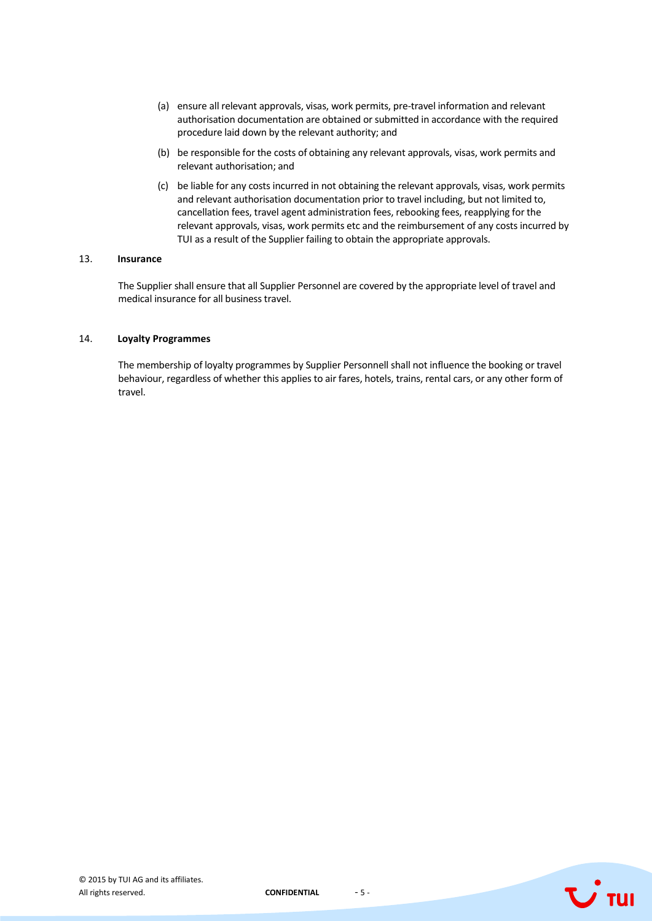(a) ensure all relevant approvals, visas, work permits, pre-travel information and relevant authorisation documentation are obtained or submitted in accordance with the required procedure laid down by the relevant authority; and

(b) be responsible for the costs of obtaining any relevant approvals, visas, work permits and relevant authorisation; and

(c) be liable for any costs incurred in not obtaining the relevant approvals, visas, work permits and relevant authorisation documentation prior to travel including, but not limited to, cancellation fees, travel agent administration fees, rebooking fees, reapplying for the relevant approvals, visas, work permits etc and the reimbursement of any costs incurred by TUI as a result of the Supplier failing to obtain the appropriate approvals.

## 13. Insurance

The Supplier shall ensure that all Supplier Personnel are covered by the appropriate level of travel and medical insurance for all business travel.

## 14. Loyalty Programmes

The membership of loyalty programmes by Supplier Personnell shall not influence the booking or travel behaviour, regardless of whether this applies to air fares, hotels, trains, rental cars, or any other form of travel.